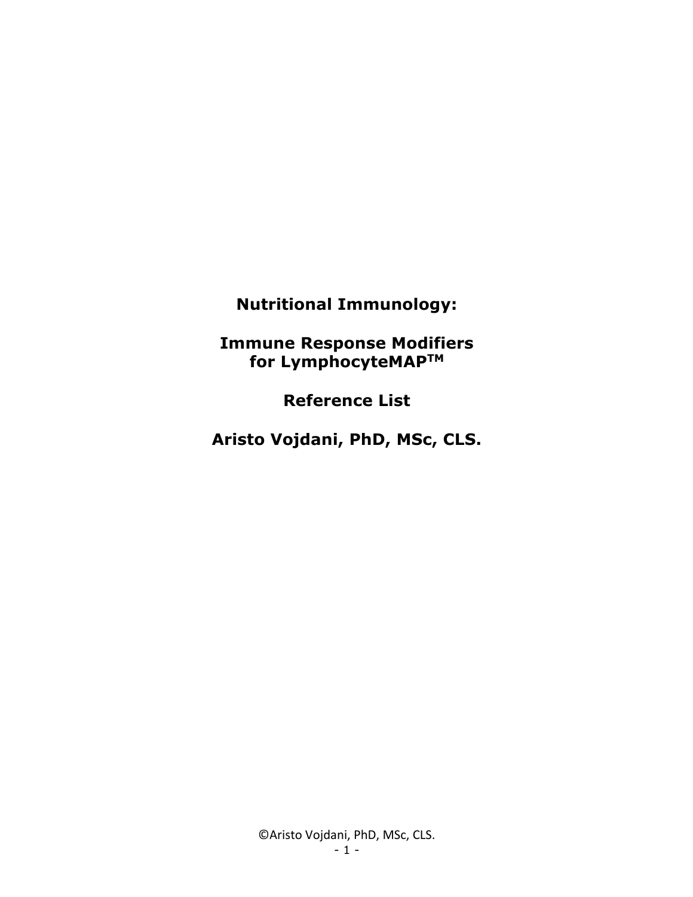# Nutritional Immunology:

## Immune Response Modifiers for LymphocyteMAP[TM]

## Reference List

**Aristo Vojdani, PhD, MSc, CLS.**

©Aristo Vojdani, PhD, MSc, CLS.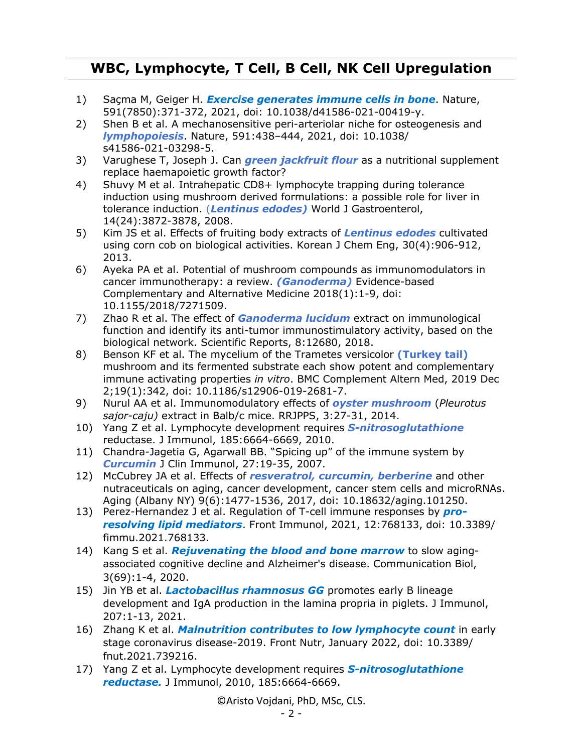# WBC, Lymphocyte, T Cell, B Cell, NK Cell Upregulation

1) Saçma M, Geiger H. ***Exercise generates immune cells in bone***. Nature, 591(7850):371-372, 2021, doi: 10.1038/d41586-021-00419-y.
2) Shen B et al. A mechanosensitive peri-arteriolar niche for osteogenesis and ***lymphopoiesis***. Nature, 591:438–444, 2021, doi: 10.1038/s41586-021-03298-5.
3) Varughese T, Joseph J. Can ***green jackfruit flour*** as a nutritional supplement replace haemapoietic growth factor?
4) Shuvy M et al. Intrahepatic CD8+ lymphocyte trapping during tolerance induction using mushroom derived formulations: a possible role for liver in tolerance induction. (***Lentinus edodes)*** World J Gastroenterol, 14(24):3872-3878, 2008.
5) Kim JS et al. Effects of fruiting body extracts of ***Lentinus edodes*** cultivated using corn cob on biological activities. Korean J Chem Eng, 30(4):906-912, 2013.
6) Ayeka PA et al. Potential of mushroom compounds as immunomodulators in cancer immunotherapy: a review. ***(Ganoderma)*** Evidence-based Complementary and Alternative Medicine 2018(1):1-9, doi: 10.1155/2018/7271509.
7) Zhao R et al. The effect of ***Ganoderma lucidum*** extract on immunological function and identify its anti-tumor immunostimulatory activity, based on the biological network. Scientific Reports, 8:12680, 2018.
8) Benson KF et al. The mycelium of the Trametes versicolor **(Turkey tail)** mushroom and its fermented substrate each show potent and complementary immune activating properties *in vitro*. BMC Complement Altern Med, 2019 Dec 2;19(1):342, doi: 10.1186/s12906-019-2681-7.
9) Nurul AA et al. Immunomodulatory effects of ***oyster mushroom*** (*Pleurotus sajor-caju)* extract in Balb/c mice. RRJPPS, 3:27-31, 2014.
10) Yang Z et al. Lymphocyte development requires ***S-nitrosoglutathione*** reductase. J Immunol, 185:6664-6669, 2010.
11) Chandra-Jagetia G, Agarwall BB. "Spicing up" of the immune system by ***Curcumin*** J Clin Immunol, 27:19-35, 2007.
12) McCubrey JA et al. Effects of ***resveratrol, curcumin, berberine*** and other nutraceuticals on aging, cancer development, cancer stem cells and microRNAs. Aging (Albany NY) 9(6):1477-1536, 2017, doi: 10.18632/aging.101250.
13) Perez-Hernandez J et al. Regulation of T-cell immune responses by ***pro-resolving lipid mediators***. Front Immunol, 2021, 12:768133, doi: 10.3389/fimmu.2021.768133.
14) Kang S et al. ***Rejuvenating the blood and bone marrow*** to slow aging-associated cognitive decline and Alzheimer's disease. Communication Biol, 3(69):1-4, 2020.
15) Jin YB et al. ***Lactobacillus rhamnosus GG*** promotes early B lineage development and IgA production in the lamina propria in piglets. J Immunol, 207:1-13, 2021.
16) Zhang K et al. ***Malnutrition contributes to low lymphocyte count*** in early stage coronavirus disease-2019. Front Nutr, January 2022, doi: 10.3389/fnut.2021.739216.
17) Yang Z et al. Lymphocyte development requires ***S-nitrosoglutathione reductase.*** J Immunol, 2010, 185:6664-6669.

©Aristo Vojdani, PhD, MSc, CLS.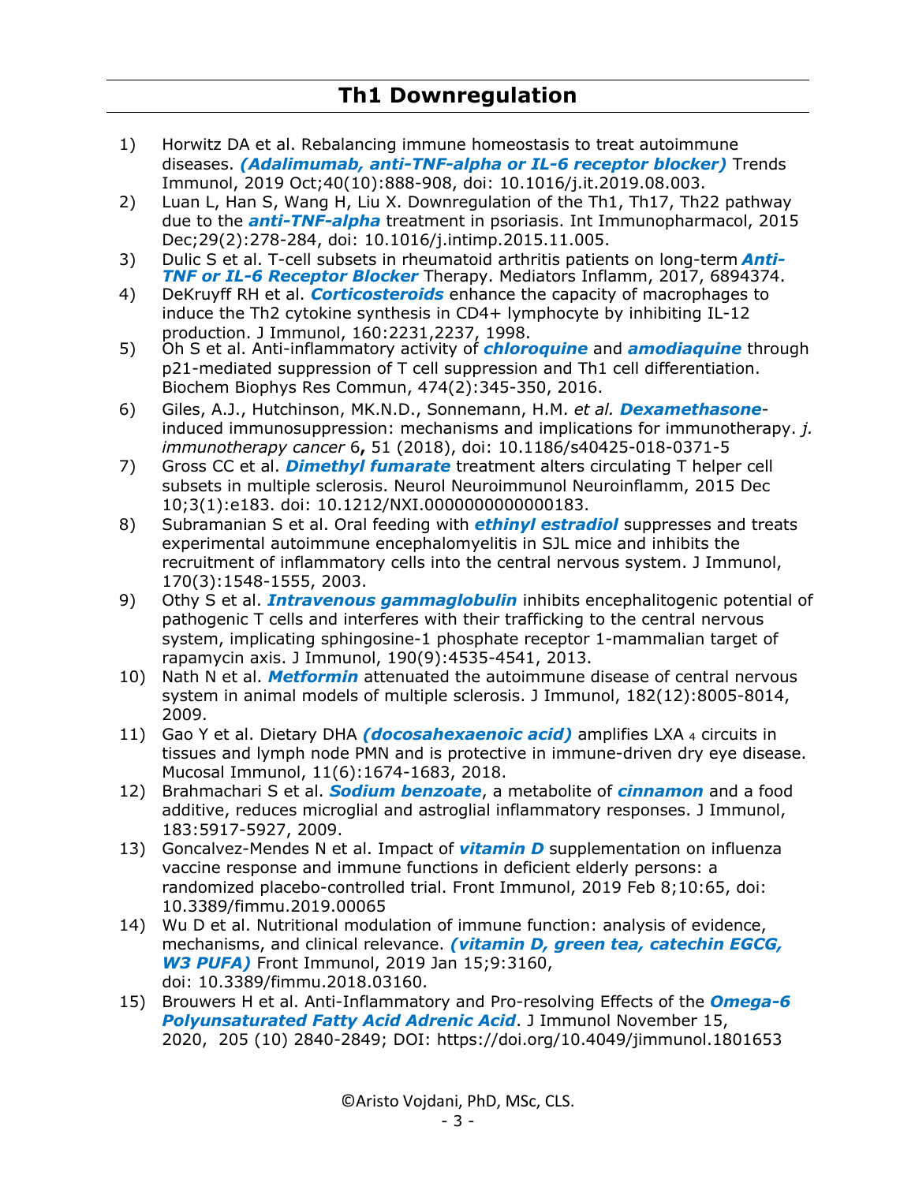## Th1 Downregulation

1) Horwitz DA et al. Rebalancing immune homeostasis to treat autoimmune diseases. ***(Adalimumab, anti-TNF-alpha or IL-6 receptor blocker)*** Trends Immunol, 2019 Oct;40(10):888-908, doi: 10.1016/j.it.2019.08.003.
2) Luan L, Han S, Wang H, Liu X. Downregulation of the Th1, Th17, Th22 pathway due to the ***anti-TNF-alpha*** treatment in psoriasis. Int Immunopharmacol, 2015 Dec;29(2):278-284, doi: 10.1016/j.intimp.2015.11.005.
3) Dulic S et al. T-cell subsets in rheumatoid arthritis patients on long-term ***Anti-TNF or IL-6 Receptor Blocker*** Therapy. Mediators Inflamm, 2017, 6894374.
4) DeKruyff RH et al. ***Corticosteroids*** enhance the capacity of macrophages to induce the Th2 cytokine synthesis in CD4+ lymphocyte by inhibiting IL-12 production. J Immunol, 160:2231,2237, 1998.
5) Oh S et al. Anti-inflammatory activity of ***chloroquine*** and ***amodiaquine*** through p21-mediated suppression of T cell suppression and Th1 cell differentiation. Biochem Biophys Res Commun, 474(2):345-350, 2016.
6) Giles, A.J., Hutchinson, MK.N.D., Sonnemann, H.M. *et al.* ***Dexamethasone***-induced immunosuppression: mechanisms and implications for immunotherapy. *j. immunotherapy cancer* 6**,** 51 (2018), doi: 10.1186/s40425-018-0371-5
7) Gross CC et al. ***Dimethyl fumarate*** treatment alters circulating T helper cell subsets in multiple sclerosis. Neurol Neuroimmunol Neuroinflamm, 2015 Dec 10;3(1):e183. doi: 10.1212/NXI.0000000000000183.
8) Subramanian S et al. Oral feeding with ***ethinyl estradiol*** suppresses and treats experimental autoimmune encephalomyelitis in SJL mice and inhibits the recruitment of inflammatory cells into the central nervous system. J Immunol, 170(3):1548-1555, 2003.
9) Othy S et al. ***Intravenous gammaglobulin*** inhibits encephalitogenic potential of pathogenic T cells and interferes with their trafficking to the central nervous system, implicating sphingosine-1 phosphate receptor 1-mammalian target of rapamycin axis. J Immunol, 190(9):4535-4541, 2013.
10) Nath N et al. ***Metformin*** attenuated the autoimmune disease of central nervous system in animal models of multiple sclerosis. J Immunol, 182(12):8005-8014, 2009.
11) Gao Y et al. Dietary DHA ***(docosahexaenoic acid)*** amplifies LXA $_4$ circuits in tissues and lymph node PMN and is protective in immune-driven dry eye disease. Mucosal Immunol, 11(6):1674-1683, 2018.
12) Brahmachari S et al. ***Sodium benzoate***, a metabolite of ***cinnamon*** and a food additive, reduces microglial and astroglial inflammatory responses. J Immunol, 183:5917-5927, 2009.
13) Goncalvez-Mendes N et al. Impact of ***vitamin D*** supplementation on influenza vaccine response and immune functions in deficient elderly persons: a randomized placebo-controlled trial. Front Immunol, 2019 Feb 8;10:65, doi: 10.3389/fimmu.2019.00065
14) Wu D et al. Nutritional modulation of immune function: analysis of evidence, mechanisms, and clinical relevance. ***(vitamin D, green tea, catechin EGCG, W3 PUFA)*** Front Immunol, 2019 Jan 15;9:3160, doi: 10.3389/fimmu.2018.03160.
15) Brouwers H et al. Anti-Inflammatory and Pro-resolving Effects of the ***Omega-6 Polyunsaturated Fatty Acid Adrenic Acid***. J Immunol November 15, 2020, 205 (10) 2840-2849; DOI: https://doi.org/10.4049/jimmunol.1801653

©Aristo Vojdani, PhD, MSc, CLS.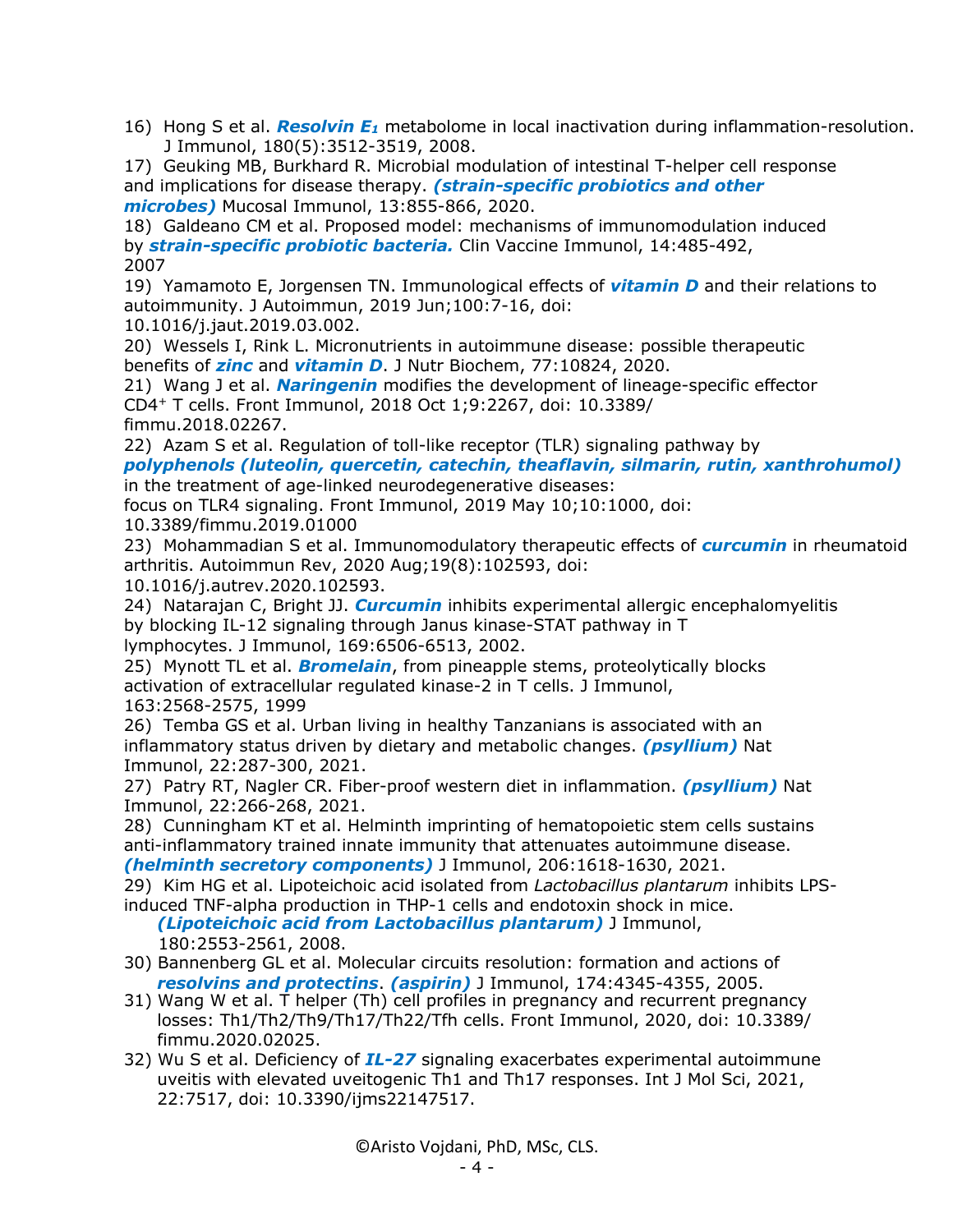16) Hong S et al. ***Resolvin $E_1$*** metabolome in local inactivation during inflammation-resolution. J Immunol, 180(5):3512-3519, 2008.

17) Geuking MB, Burkhard R. Microbial modulation of intestinal T-helper cell response and implications for disease therapy. ***(strain-specific probiotics and other microbes)*** Mucosal Immunol, 13:855-866, 2020.

18) Galdeano CM et al. Proposed model: mechanisms of immunomodulation induced by ***strain-specific probiotic bacteria.*** Clin Vaccine Immunol, 14:485-492, 2007

19) Yamamoto E, Jorgensen TN. Immunological effects of ***vitamin D*** and their relations to autoimmunity. J Autoimmun, 2019 Jun;100:7-16, doi: 10.1016/j.jaut.2019.03.002.

20) Wessels I, Rink L. Micronutrients in autoimmune disease: possible therapeutic benefits of ***zinc*** and ***vitamin D***. J Nutr Biochem, 77:10824, 2020.

21) Wang J et al. ***Naringenin*** modifies the development of lineage-specific effector $CD4^+$ T cells. Front Immunol, 2018 Oct 1;9:2267, doi: 10.3389/fimmu.2018.02267.

22) Azam S et al. Regulation of toll-like receptor (TLR) signaling pathway by ***polyphenols (luteolin, quercetin, catechin, theaflavin, silmarin, rutin, xanthrohumol)*** in the treatment of age-linked neurodegenerative diseases: focus on TLR4 signaling. Front Immunol, 2019 May 10;10:1000, doi: 10.3389/fimmu.2019.01000

23) Mohammadian S et al. Immunomodulatory therapeutic effects of ***curcumin*** in rheumatoid arthritis. Autoimmun Rev, 2020 Aug;19(8):102593, doi: 10.1016/j.autrev.2020.102593.

24) Natarajan C, Bright JJ. ***Curcumin*** inhibits experimental allergic encephalomyelitis by blocking IL-12 signaling through Janus kinase-STAT pathway in T lymphocytes. J Immunol, 169:6506-6513, 2002.

25) Mynott TL et al. ***Bromelain***, from pineapple stems, proteolytically blocks activation of extracellular regulated kinase-2 in T cells. J Immunol, 163:2568-2575, 1999

26) Temba GS et al. Urban living in healthy Tanzanians is associated with an inflammatory status driven by dietary and metabolic changes. ***(psyllium)*** Nat Immunol, 22:287-300, 2021.

27) Patry RT, Nagler CR. Fiber-proof western diet in inflammation. ***(psyllium)*** Nat Immunol, 22:266-268, 2021.

28) Cunningham KT et al. Helminth imprinting of hematopoietic stem cells sustains anti-inflammatory trained innate immunity that attenuates autoimmune disease. ***(helminth secretory components)*** J Immunol, 206:1618-1630, 2021.

29) Kim HG et al. Lipoteichoic acid isolated from *Lactobacillus plantarum* inhibits LPS-induced TNF-alpha production in THP-1 cells and endotoxin shock in mice. ***(Lipoteichoic acid from Lactobacillus plantarum)*** J Immunol, 180:2553-2561, 2008.

30) Bannenberg GL et al. Molecular circuits resolution: formation and actions of ***resolvins and protectins***. ***(aspirin)*** J Immunol, 174:4345-4355, 2005.

31) Wang W et al. T helper (Th) cell profiles in pregnancy and recurrent pregnancy losses: Th1/Th2/Th9/Th17/Th22/Tfh cells. Front Immunol, 2020, doi: 10.3389/fimmu.2020.02025.

32) Wu S et al. Deficiency of ***IL-27*** signaling exacerbates experimental autoimmune uveitis with elevated uveitogenic Th1 and Th17 responses. Int J Mol Sci, 2021, 22:7517, doi: 10.3390/ijms22147517.

©Aristo Vojdani, PhD, MSc, CLS.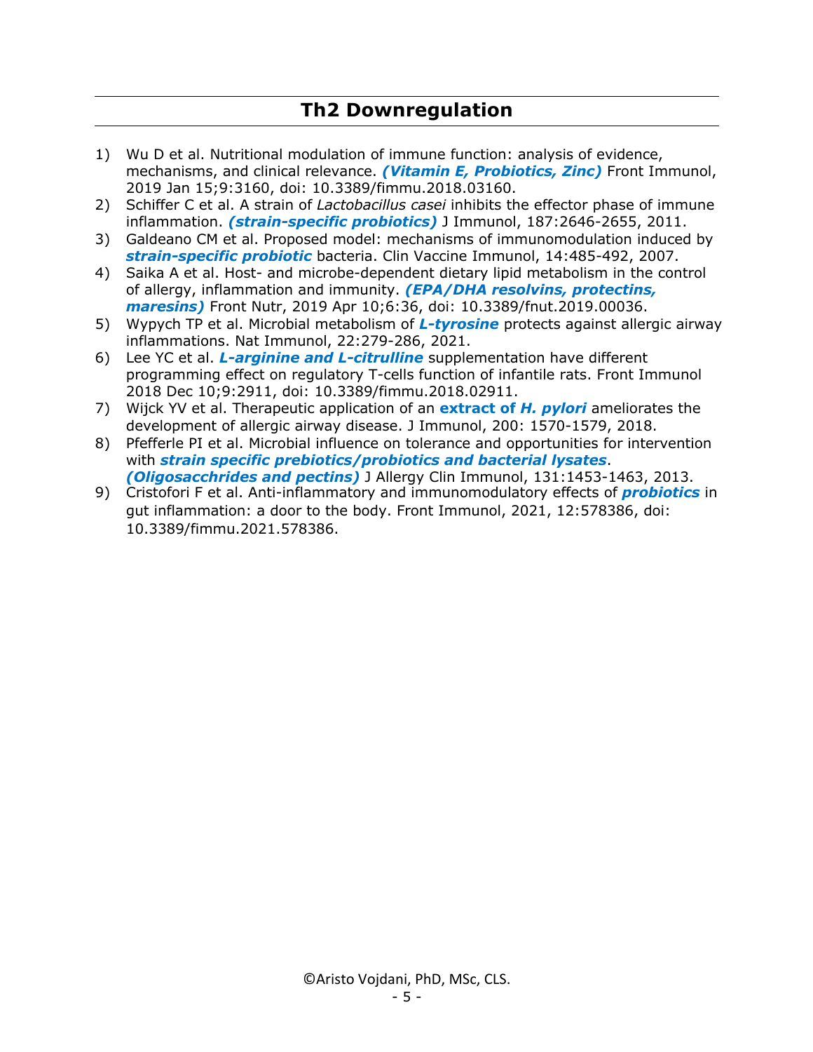## Th2 Downregulation

1) Wu D et al. Nutritional modulation of immune function: analysis of evidence, mechanisms, and clinical relevance. ***(Vitamin E, Probiotics, Zinc)*** Front Immunol, 2019 Jan 15;9:3160, doi: 10.3389/fimmu.2018.03160.
2) Schiffer C et al. A strain of *Lactobacillus casei* inhibits the effector phase of immune inflammation. ***(strain-specific probiotics)*** J Immunol, 187:2646-2655, 2011.
3) Galdeano CM et al. Proposed model: mechanisms of immunomodulation induced by ***strain-specific probiotic*** bacteria. Clin Vaccine Immunol, 14:485-492, 2007.
4) Saika A et al. Host- and microbe-dependent dietary lipid metabolism in the control of allergy, inflammation and immunity. ***(EPA/DHA resolvins, protectins, maresins)*** Front Nutr, 2019 Apr 10;6:36, doi: 10.3389/fnut.2019.00036.
5) Wypych TP et al. Microbial metabolism of ***L-tyrosine*** protects against allergic airway inflammations. Nat Immunol, 22:279-286, 2021.
6) Lee YC et al. ***L-arginine and L-citrulline*** supplementation have different programming effect on regulatory T-cells function of infantile rats. Front Immunol 2018 Dec 10;9:2911, doi: 10.3389/fimmu.2018.02911.
7) Wijck YV et al. Therapeutic application of an **extract of *H. pylori*** ameliorates the development of allergic airway disease. J Immunol, 200: 1570-1579, 2018.
8) Pfefferle PI et al. Microbial influence on tolerance and opportunities for intervention with ***strain specific prebiotics/probiotics and bacterial lysates***. ***(Oligosacchrides and pectins)*** J Allergy Clin Immunol, 131:1453-1463, 2013.
9) Cristofori F et al. Anti-inflammatory and immunomodulatory effects of ***probiotics*** in gut inflammation: a door to the body. Front Immunol, 2021, 12:578386, doi: 10.3389/fimmu.2021.578386.

©Aristo Vojdani, PhD, MSc, CLS.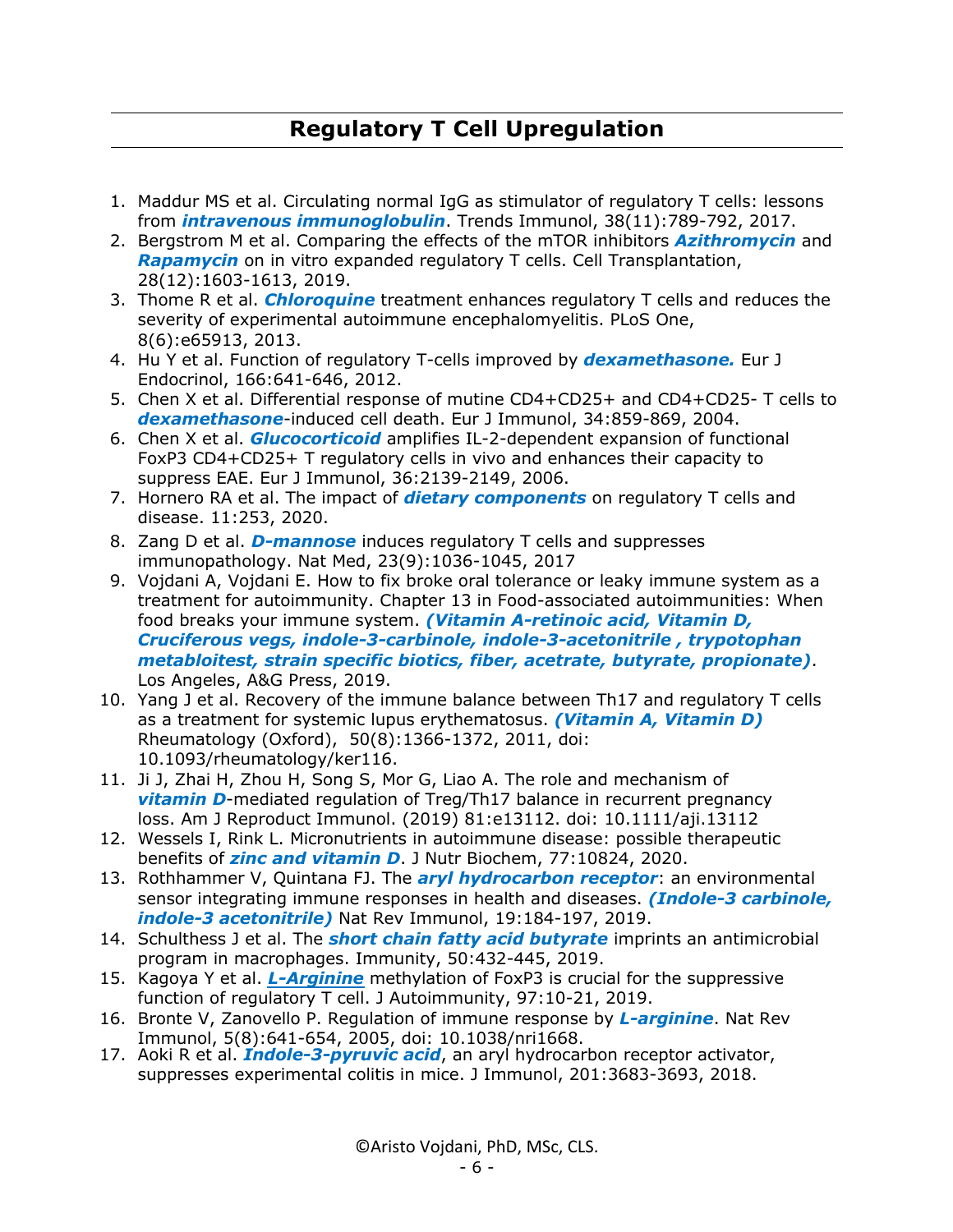## Regulatory T Cell Upregulation

1. Maddur MS et al. Circulating normal IgG as stimulator of regulatory T cells: lessons from ***intravenous immunoglobulin***. Trends Immunol, 38(11):789-792, 2017.
2. Bergstrom M et al. Comparing the effects of the mTOR inhibitors ***Azithromycin*** and ***Rapamycin*** on in vitro expanded regulatory T cells. Cell Transplantation, 28(12):1603-1613, 2019.
3. Thome R et al. ***Chloroquine*** treatment enhances regulatory T cells and reduces the severity of experimental autoimmune encephalomyelitis. PLoS One, 8(6):e65913, 2013.
4. Hu Y et al. Function of regulatory T-cells improved by ***dexamethasone.*** Eur J Endocrinol, 166:641-646, 2012.
5. Chen X et al. Differential response of mutine CD4+CD25+ and CD4+CD25- T cells to ***dexamethasone***-induced cell death. Eur J Immunol, 34:859-869, 2004.
6. Chen X et al. ***Glucocorticoid*** amplifies IL-2-dependent expansion of functional FoxP3 CD4+CD25+ T regulatory cells in vivo and enhances their capacity to suppress EAE. Eur J Immunol, 36:2139-2149, 2006.
7. Hornero RA et al. The impact of ***dietary components*** on regulatory T cells and disease. 11:253, 2020.
8. Zang D et al. ***D-mannose*** induces regulatory T cells and suppresses immunopathology. Nat Med, 23(9):1036-1045, 2017
9. Vojdani A, Vojdani E. How to fix broke oral tolerance or leaky immune system as a treatment for autoimmunity. Chapter 13 in Food-associated autoimmunities: When food breaks your immune system. ***(Vitamin A-retinoic acid, Vitamin D, Cruciferous vegs, indole-3-carbinole, indole-3-acetonitrile , trypotophan metabloitest, strain specific biotics, fiber, acetrate, butyrate, propionate)***. Los Angeles, A&G Press, 2019.
10. Yang J et al. Recovery of the immune balance between Th17 and regulatory T cells as a treatment for systemic lupus erythematosus. ***(Vitamin A, Vitamin D)*** Rheumatology (Oxford), 50(8):1366-1372, 2011, doi: 10.1093/rheumatology/ker116.
11. Ji J, Zhai H, Zhou H, Song S, Mor G, Liao A. The role and mechanism of ***vitamin D***-mediated regulation of Treg/Th17 balance in recurrent pregnancy loss. Am J Reproduct Immunol. (2019) 81:e13112. doi: 10.1111/aji.13112
12. Wessels I, Rink L. Micronutrients in autoimmune disease: possible therapeutic benefits of ***zinc and vitamin D***. J Nutr Biochem, 77:10824, 2020.
13. Rothhammer V, Quintana FJ. The ***aryl hydrocarbon receptor***: an environmental sensor integrating immune responses in health and diseases. ***(Indole-3 carbinole, indole-3 acetonitrile)*** Nat Rev Immunol, 19:184-197, 2019.
14. Schulthess J et al. The ***short chain fatty acid butyrate*** imprints an antimicrobial program in macrophages. Immunity, 50:432-445, 2019.
15. Kagoya Y et al. ***L-Arginine*** methylation of FoxP3 is crucial for the suppressive function of regulatory T cell. J Autoimmunity, 97:10-21, 2019.
16. Bronte V, Zanovello P. Regulation of immune response by ***L-arginine***. Nat Rev Immunol, 5(8):641-654, 2005, doi: 10.1038/nri1668.
17. Aoki R et al. ***Indole-3-pyruvic acid***, an aryl hydrocarbon receptor activator, suppresses experimental colitis in mice. J Immunol, 201:3683-3693, 2018.

©Aristo Vojdani, PhD, MSc, CLS.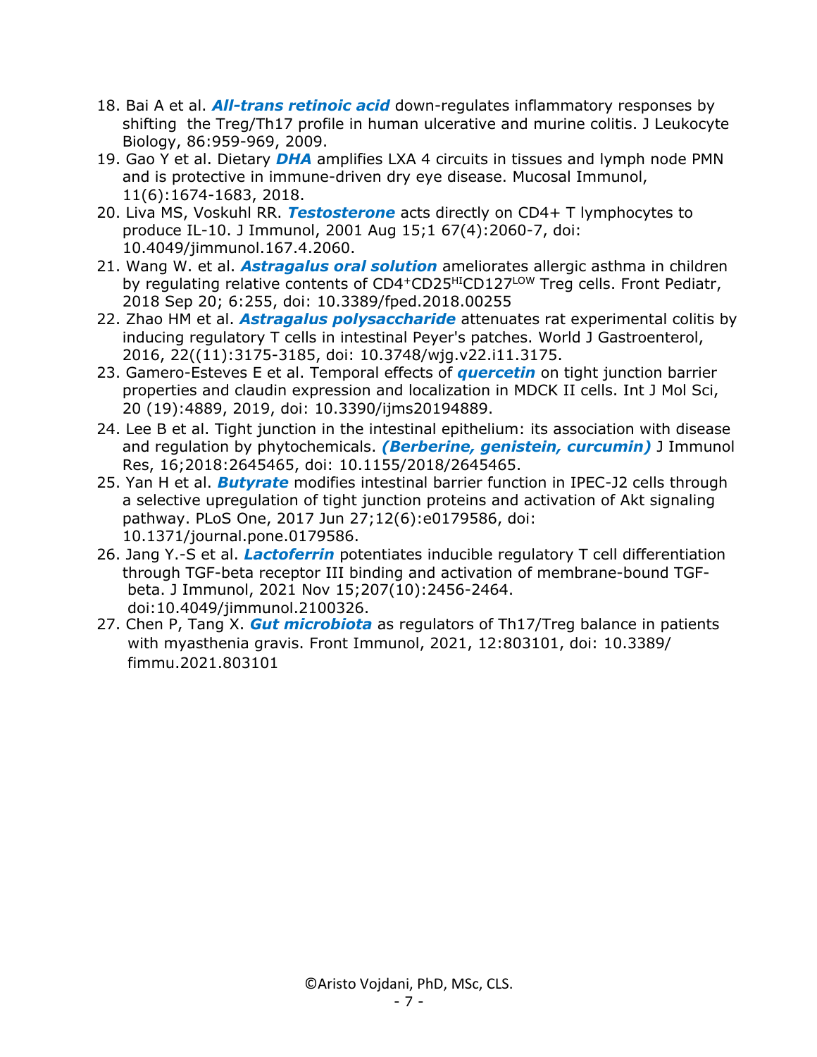18. Bai A et al. ***All-trans retinoic acid*** down-regulates inflammatory responses by shifting the Treg/Th17 profile in human ulcerative and murine colitis. J Leukocyte Biology, 86:959-969, 2009.
19. Gao Y et al. Dietary ***DHA*** amplifies LXA 4 circuits in tissues and lymph node PMN and is protective in immune-driven dry eye disease. Mucosal Immunol, 11(6):1674-1683, 2018.
20. Liva MS, Voskuhl RR. ***Testosterone*** acts directly on CD4+ T lymphocytes to produce IL-10. J Immunol, 2001 Aug 15;1 67(4):2060-7, doi: 10.4049/jimmunol.167.4.2060.
21. Wang W. et al. ***Astragalus oral solution*** ameliorates allergic asthma in children by regulating relative contents of $CD4^{+}CD25^{HI}CD127^{LOW}$ Treg cells. Front Pediatr, 2018 Sep 20; 6:255, doi: 10.3389/fped.2018.00255
22. Zhao HM et al. ***Astragalus polysaccharide*** attenuates rat experimental colitis by inducing regulatory T cells in intestinal Peyer's patches. World J Gastroenterol, 2016, 22((11):3175-3185, doi: 10.3748/wjg.v22.i11.3175.
23. Gamero-Esteves E et al. Temporal effects of ***quercetin*** on tight junction barrier properties and claudin expression and localization in MDCK II cells. Int J Mol Sci, 20 (19):4889, 2019, doi: 10.3390/ijms20194889.
24. Lee B et al. Tight junction in the intestinal epithelium: its association with disease and regulation by phytochemicals. ***(Berberine, genistein, curcumin)*** J Immunol Res, 16;2018:2645465, doi: 10.1155/2018/2645465.
25. Yan H et al. ***Butyrate*** modifies intestinal barrier function in IPEC-J2 cells through a selective upregulation of tight junction proteins and activation of Akt signaling pathway. PLoS One, 2017 Jun 27;12(6):e0179586, doi: 10.1371/journal.pone.0179586.
26. Jang Y.-S et al. ***Lactoferrin*** potentiates inducible regulatory T cell differentiation through TGF-beta receptor III binding and activation of membrane-bound TGF-beta. J Immunol, 2021 Nov 15;207(10):2456-2464. doi:10.4049/jimmunol.2100326.
27. Chen P, Tang X. ***Gut microbiota*** as regulators of Th17/Treg balance in patients with myasthenia gravis. Front Immunol, 2021, 12:803101, doi: 10.3389/ fimmu.2021.803101

©Aristo Vojdani, PhD, MSc, CLS.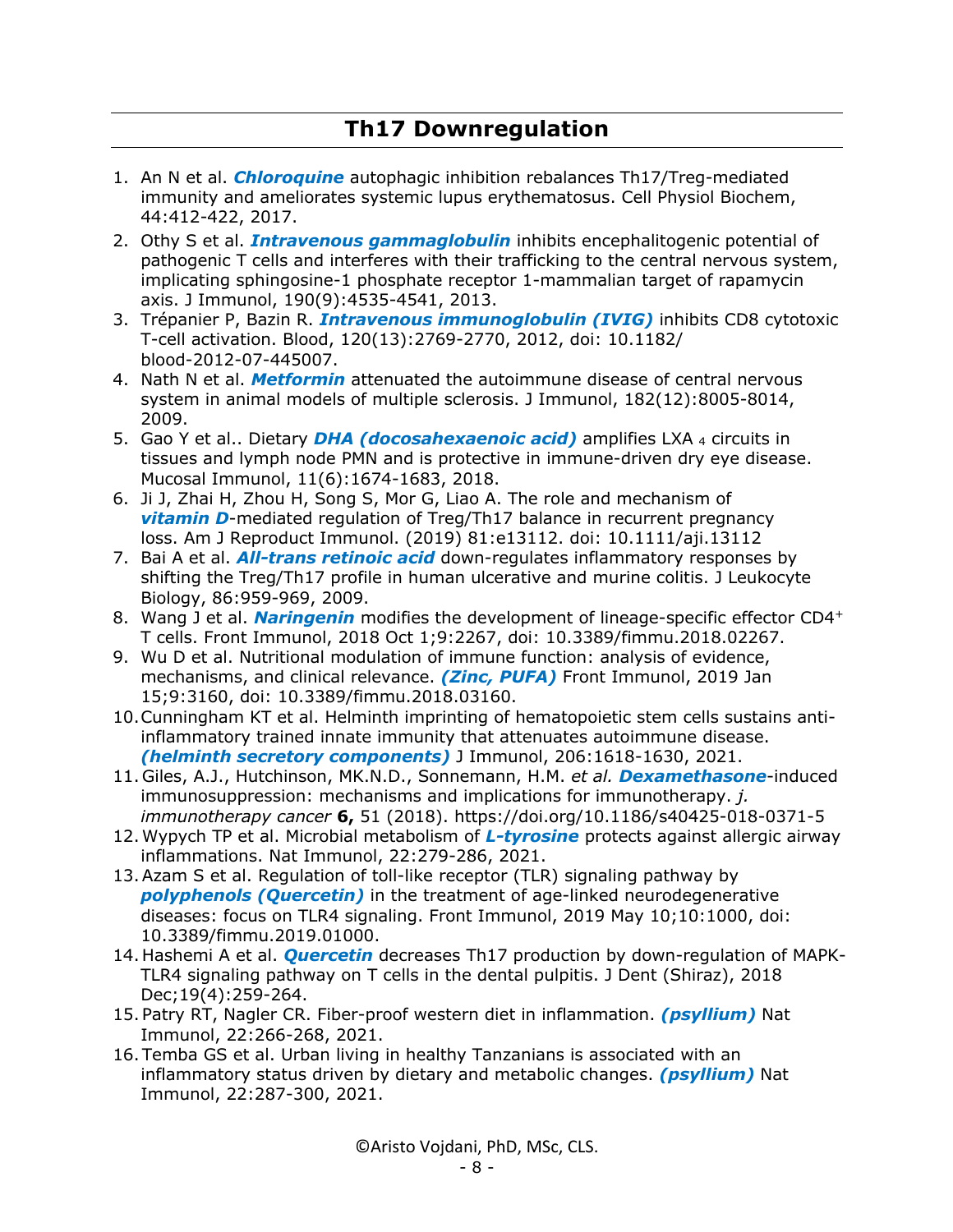# Th17 Downregulation

1. An N et al. ***Chloroquine*** autophagic inhibition rebalances Th17/Treg-mediated immunity and ameliorates systemic lupus erythematosus. Cell Physiol Biochem, 44:412-422, 2017.
2. Othy S et al. ***Intravenous gammaglobulin*** inhibits encephalitogenic potential of pathogenic T cells and interferes with their trafficking to the central nervous system, implicating sphingosine-1 phosphate receptor 1-mammalian target of rapamycin axis. J Immunol, 190(9):4535-4541, 2013.
3. Trépanier P, Bazin R. ***Intravenous immunoglobulin (IVIG)*** inhibits CD8 cytotoxic T-cell activation. Blood, 120(13):2769-2770, 2012, doi: 10.1182/blood-2012-07-445007.
4. Nath N et al. ***Metformin*** attenuated the autoimmune disease of central nervous system in animal models of multiple sclerosis. J Immunol, 182(12):8005-8014, 2009.
5. Gao Y et al.. Dietary ***DHA (docosahexaenoic acid)*** amplifies LXA $_4$ circuits in tissues and lymph node PMN and is protective in immune-driven dry eye disease. Mucosal Immunol, 11(6):1674-1683, 2018.
6. Ji J, Zhai H, Zhou H, Song S, Mor G, Liao A. The role and mechanism of ***vitamin D***-mediated regulation of Treg/Th17 balance in recurrent pregnancy loss. Am J Reproduct Immunol. (2019) 81:e13112. doi: 10.1111/aji.13112
7. Bai A et al. ***All-trans retinoic acid*** down-regulates inflammatory responses by shifting the Treg/Th17 profile in human ulcerative and murine colitis. J Leukocyte Biology, 86:959-969, 2009.
8. Wang J et al. ***Naringenin*** modifies the development of lineage-specific effector CD4$^+$ T cells. Front Immunol, 2018 Oct 1;9:2267, doi: 10.3389/fimmu.2018.02267.
9. Wu D et al. Nutritional modulation of immune function: analysis of evidence, mechanisms, and clinical relevance. ***(Zinc, PUFA)*** Front Immunol, 2019 Jan 15;9:3160, doi: 10.3389/fimmu.2018.03160.
10. Cunningham KT et al. Helminth imprinting of hematopoietic stem cells sustains anti-inflammatory trained innate immunity that attenuates autoimmune disease. ***(helminth secretory components)*** J Immunol, 206:1618-1630, 2021.
11. Giles, A.J., Hutchinson, MK.N.D., Sonnemann, H.M. *et al.* ***Dexamethasone***-induced immunosuppression: mechanisms and implications for immunotherapy. *j. immunotherapy cancer* **6,** 51 (2018). https://doi.org/10.1186/s40425-018-0371-5
12. Wypych TP et al. Microbial metabolism of ***L-tyrosine*** protects against allergic airway inflammations. Nat Immunol, 22:279-286, 2021.
13. Azam S et al. Regulation of toll-like receptor (TLR) signaling pathway by ***polyphenols (Quercetin)*** in the treatment of age-linked neurodegenerative diseases: focus on TLR4 signaling. Front Immunol, 2019 May 10;10:1000, doi: 10.3389/fimmu.2019.01000.
14. Hashemi A et al. ***Quercetin*** decreases Th17 production by down-regulation of MAPK-TLR4 signaling pathway on T cells in the dental pulpitis. J Dent (Shiraz), 2018 Dec;19(4):259-264.
15. Patry RT, Nagler CR. Fiber-proof western diet in inflammation. ***(psyllium)*** Nat Immunol, 22:266-268, 2021.
16. Temba GS et al. Urban living in healthy Tanzanians is associated with an inflammatory status driven by dietary and metabolic changes. ***(psyllium)*** Nat Immunol, 22:287-300, 2021.

©Aristo Vojdani, PhD, MSc, CLS.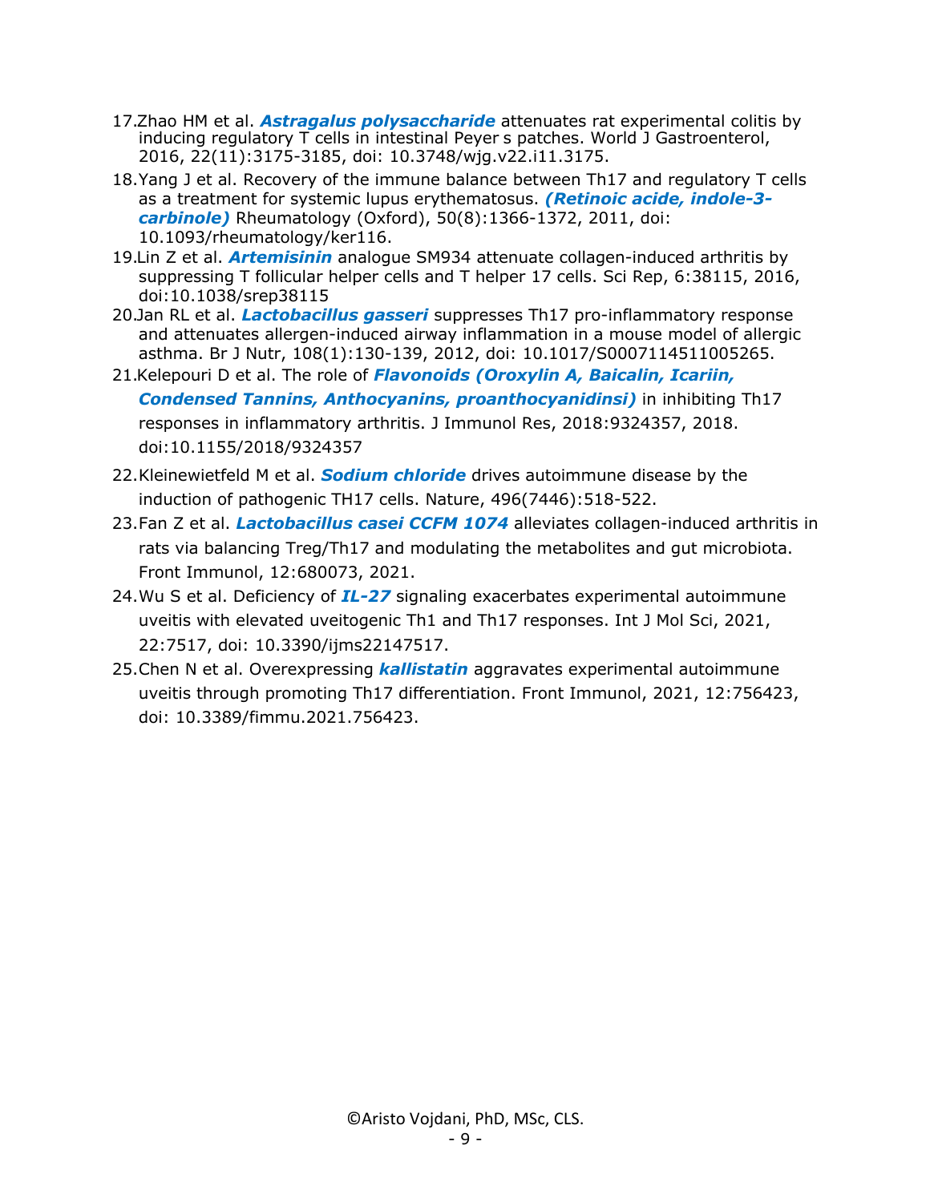17. Zhao HM et al. ***Astragalus polysaccharide*** attenuates rat experimental colitis by inducing regulatory T cells in intestinal Peyer s patches. World J Gastroenterol, 2016, 22(11):3175-3185, doi: 10.3748/wjg.v22.i11.3175.
18. Yang J et al. Recovery of the immune balance between Th17 and regulatory T cells as a treatment for systemic lupus erythematosus. ***(Retinoic acide, indole-3-carbinole)*** Rheumatology (Oxford), 50(8):1366-1372, 2011, doi: 10.1093/rheumatology/ker116.
19. Lin Z et al. ***Artemisinin*** analogue SM934 attenuate collagen-induced arthritis by suppressing T follicular helper cells and T helper 17 cells. Sci Rep, 6:38115, 2016, doi:10.1038/srep38115
20. Jan RL et al. ***Lactobacillus gasseri*** suppresses Th17 pro-inflammatory response and attenuates allergen-induced airway inflammation in a mouse model of allergic asthma. Br J Nutr, 108(1):130-139, 2012, doi: 10.1017/S0007114511005265.
21. Kelepouri D et al. The role of ***Flavonoids (Oroxylin A, Baicalin, Icariin, Condensed Tannins, Anthocyanins, proanthocyanidinsi)*** in inhibiting Th17 responses in inflammatory arthritis. J Immunol Res, 2018:9324357, 2018. doi:10.1155/2018/9324357
22. Kleinewietfeld M et al. ***Sodium chloride*** drives autoimmune disease by the induction of pathogenic TH17 cells. Nature, 496(7446):518-522.
23. Fan Z et al. ***Lactobacillus casei CCFM 1074*** alleviates collagen-induced arthritis in rats via balancing Treg/Th17 and modulating the metabolites and gut microbiota. Front Immunol, 12:680073, 2021.
24. Wu S et al. Deficiency of ***IL-27*** signaling exacerbates experimental autoimmune uveitis with elevated uveitogenic Th1 and Th17 responses. Int J Mol Sci, 2021, 22:7517, doi: 10.3390/ijms22147517.
25. Chen N et al. Overexpressing ***kallistatin*** aggravates experimental autoimmune uveitis through promoting Th17 differentiation. Front Immunol, 2021, 12:756423, doi: 10.3389/fimmu.2021.756423.

©Aristo Vojdani, PhD, MSc, CLS.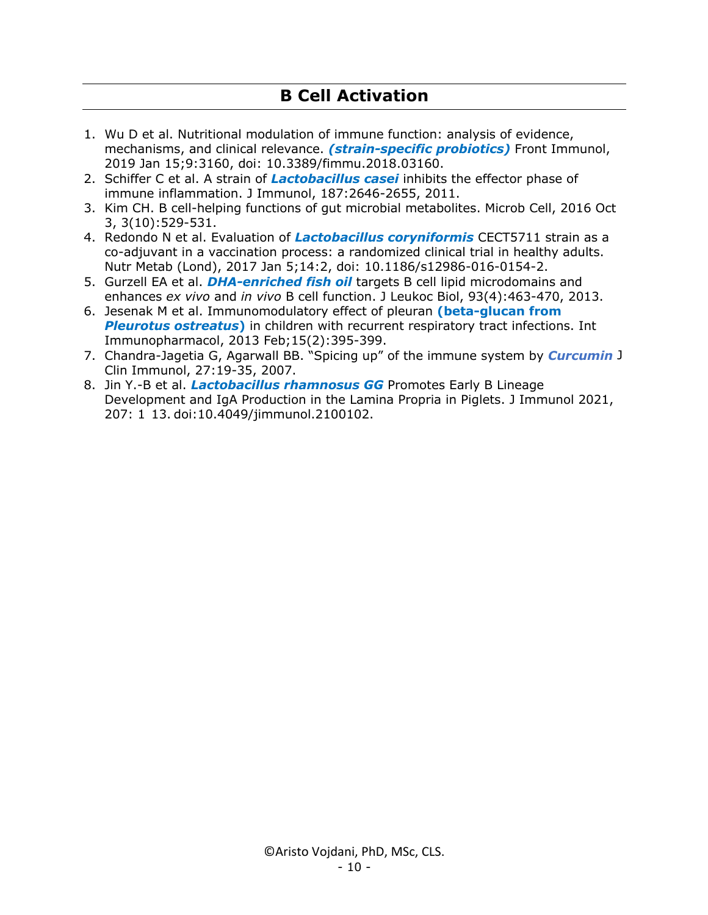# B Cell Activation

1. Wu D et al. Nutritional modulation of immune function: analysis of evidence, mechanisms, and clinical relevance. ***(strain-specific probiotics)*** Front Immunol, 2019 Jan 15;9:3160, doi: 10.3389/fimmu.2018.03160.
2. Schiffer C et al. A strain of ***Lactobacillus casei*** inhibits the effector phase of immune inflammation. J Immunol, 187:2646-2655, 2011.
3. Kim CH. B cell-helping functions of gut microbial metabolites. Microb Cell, 2016 Oct 3, 3(10):529-531.
4. Redondo N et al. Evaluation of ***Lactobacillus coryniformis*** CECT5711 strain as a co-adjuvant in a vaccination process: a randomized clinical trial in healthy adults. Nutr Metab (Lond), 2017 Jan 5;14:2, doi: 10.1186/s12986-016-0154-2.
5. Gurzell EA et al. ***DHA-enriched fish oil*** targets B cell lipid microdomains and enhances *ex vivo* and *in vivo* B cell function. J Leukoc Biol, 93(4):463-470, 2013.
6. Jesenak M et al. Immunomodulatory effect of pleuran **(beta-glucan from *Pleurotus ostreatus*)** in children with recurrent respiratory tract infections. Int Immunopharmacol, 2013 Feb;15(2):395-399.
7. Chandra-Jagetia G, Agarwall BB. "Spicing up" of the immune system by ***Curcumin*** J Clin Immunol, 27:19-35, 2007.
8. Jin Y.-B et al. ***Lactobacillus rhamnosus GG*** Promotes Early B Lineage Development and IgA Production in the Lamina Propria in Piglets. J Immunol 2021, 207: 1 13. doi:10.4049/jimmunol.2100102.

©Aristo Vojdani, PhD, MSc, CLS.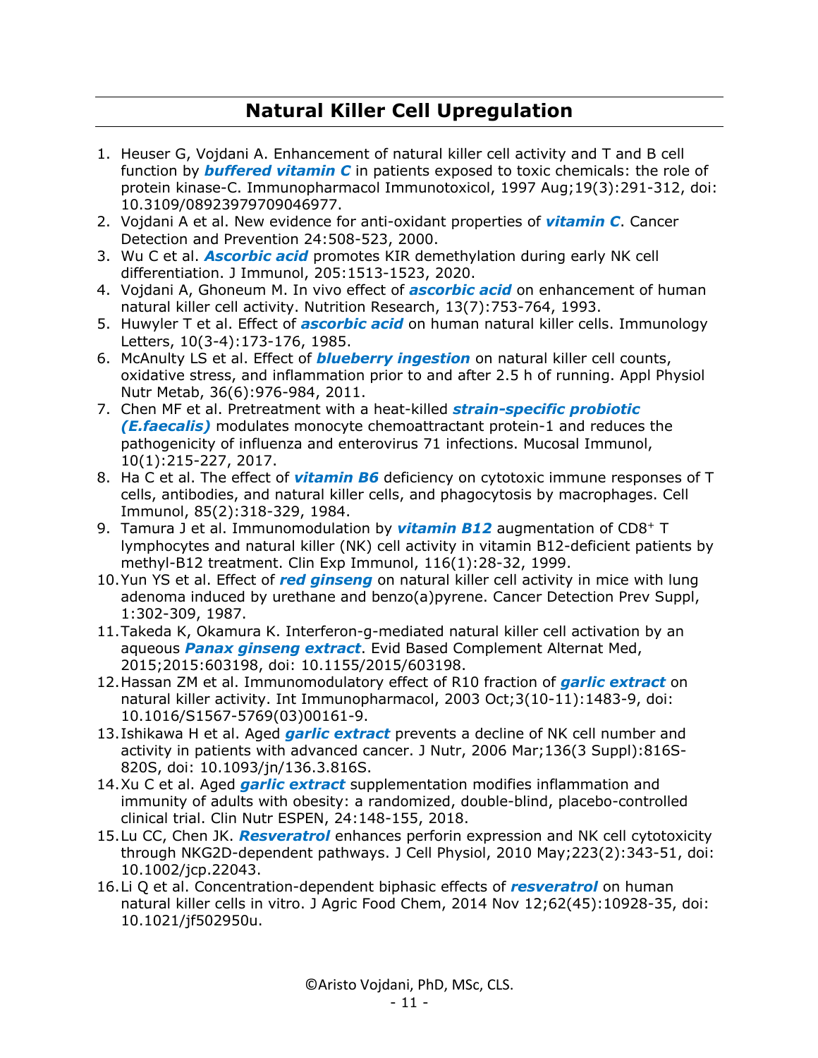## Natural Killer Cell Upregulation

1. Heuser G, Vojdani A. Enhancement of natural killer cell activity and T and B cell function by ***buffered vitamin C*** in patients exposed to toxic chemicals: the role of protein kinase-C. Immunopharmacol Immunotoxicol, 1997 Aug;19(3):291-312, doi: 10.3109/08923979709046977.
2. Vojdani A et al. New evidence for anti-oxidant properties of ***vitamin C***. Cancer Detection and Prevention 24:508-523, 2000.
3. Wu C et al. ***Ascorbic acid*** promotes KIR demethylation during early NK cell differentiation. J Immunol, 205:1513-1523, 2020.
4. Vojdani A, Ghoneum M. In vivo effect of ***ascorbic acid*** on enhancement of human natural killer cell activity. Nutrition Research, 13(7):753-764, 1993.
5. Huwyler T et al. Effect of ***ascorbic acid*** on human natural killer cells. Immunology Letters, 10(3-4):173-176, 1985.
6. McAnulty LS et al. Effect of ***blueberry ingestion*** on natural killer cell counts, oxidative stress, and inflammation prior to and after 2.5 h of running. Appl Physiol Nutr Metab, 36(6):976-984, 2011.
7. Chen MF et al. Pretreatment with a heat-killed ***strain-specific probiotic (E.faecalis)*** modulates monocyte chemoattractant protein-1 and reduces the pathogenicity of influenza and enterovirus 71 infections. Mucosal Immunol, 10(1):215-227, 2017.
8. Ha C et al. The effect of ***vitamin B6*** deficiency on cytotoxic immune responses of T cells, antibodies, and natural killer cells, and phagocytosis by macrophages. Cell Immunol, 85(2):318-329, 1984.
9. Tamura J et al. Immunomodulation by ***vitamin B12*** augmentation of $CD8^{+}$ T lymphocytes and natural killer (NK) cell activity in vitamin B12-deficient patients by methyl-B12 treatment. Clin Exp Immunol, 116(1):28-32, 1999.
10. Yun YS et al. Effect of ***red ginseng*** on natural killer cell activity in mice with lung adenoma induced by urethane and benzo(a)pyrene. Cancer Detection Prev Suppl, 1:302-309, 1987.
11. Takeda K, Okamura K. Interferon-g-mediated natural killer cell activation by an aqueous ***Panax ginseng extract***. Evid Based Complement Alternat Med, 2015;2015:603198, doi: 10.1155/2015/603198.
12. Hassan ZM et al. Immunomodulatory effect of R10 fraction of ***garlic extract*** on natural killer activity. Int Immunopharmacol, 2003 Oct;3(10-11):1483-9, doi: 10.1016/S1567-5769(03)00161-9.
13. Ishikawa H et al. Aged ***garlic extract*** prevents a decline of NK cell number and activity in patients with advanced cancer. J Nutr, 2006 Mar;136(3 Suppl):816S-820S, doi: 10.1093/jn/136.3.816S.
14. Xu C et al. Aged ***garlic extract*** supplementation modifies inflammation and immunity of adults with obesity: a randomized, double-blind, placebo-controlled clinical trial. Clin Nutr ESPEN, 24:148-155, 2018.
15. Lu CC, Chen JK. ***Resveratrol*** enhances perforin expression and NK cell cytotoxicity through NKG2D-dependent pathways. J Cell Physiol, 2010 May;223(2):343-51, doi: 10.1002/jcp.22043.
16. Li Q et al. Concentration-dependent biphasic effects of ***resveratrol*** on human natural killer cells in vitro. J Agric Food Chem, 2014 Nov 12;62(45):10928-35, doi: 10.1021/jf502950u.

©Aristo Vojdani, PhD, MSc, CLS.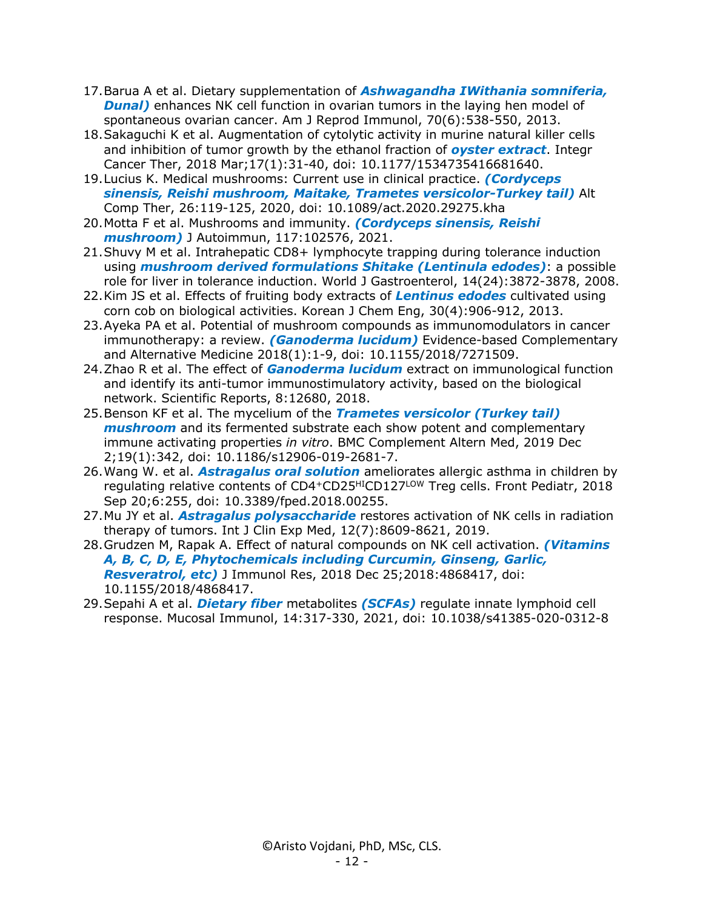17. Barua A et al. Dietary supplementation of ***Ashwagandha IWithania somniferia, Dunal)*** enhances NK cell function in ovarian tumors in the laying hen model of spontaneous ovarian cancer. Am J Reprod Immunol, 70(6):538-550, 2013.
18. Sakaguchi K et al. Augmentation of cytolytic activity in murine natural killer cells and inhibition of tumor growth by the ethanol fraction of ***oyster extract***. Integr Cancer Ther, 2018 Mar;17(1):31-40, doi: 10.1177/1534735416681640.
19. Lucius K. Medical mushrooms: Current use in clinical practice. ***(Cordyceps sinensis, Reishi mushroom, Maitake, Trametes versicolor-Turkey tail)*** Alt Comp Ther, 26:119-125, 2020, doi: 10.1089/act.2020.29275.kha
20. Motta F et al. Mushrooms and immunity. ***(Cordyceps sinensis, Reishi mushroom)*** J Autoimmun, 117:102576, 2021.
21. Shuvy M et al. Intrahepatic CD8+ lymphocyte trapping during tolerance induction using ***mushroom derived formulations Shitake (Lentinula edodes)***: a possible role for liver in tolerance induction. World J Gastroenterol, 14(24):3872-3878, 2008.
22. Kim JS et al. Effects of fruiting body extracts of ***Lentinus edodes*** cultivated using corn cob on biological activities. Korean J Chem Eng, 30(4):906-912, 2013.
23. Ayeka PA et al. Potential of mushroom compounds as immunomodulators in cancer immunotherapy: a review. ***(Ganoderma lucidum)*** Evidence-based Complementary and Alternative Medicine 2018(1):1-9, doi: 10.1155/2018/7271509.
24. Zhao R et al. The effect of ***Ganoderma lucidum*** extract on immunological function and identify its anti-tumor immunostimulatory activity, based on the biological network. Scientific Reports, 8:12680, 2018.
25. Benson KF et al. The mycelium of the ***Trametes versicolor (Turkey tail) mushroom*** and its fermented substrate each show potent and complementary immune activating properties *in vitro*. BMC Complement Altern Med, 2019 Dec 2;19(1):342, doi: 10.1186/s12906-019-2681-7.
26. Wang W. et al. ***Astragalus oral solution*** ameliorates allergic asthma in children by regulating relative contents of $CD4^{+}CD25^{HI}CD127^{LOW}$ Treg cells. Front Pediatr, 2018 Sep 20;6:255, doi: 10.3389/fped.2018.00255.
27. Mu JY et al. ***Astragalus polysaccharide*** restores activation of NK cells in radiation therapy of tumors. Int J Clin Exp Med, 12(7):8609-8621, 2019.
28. Grudzen M, Rapak A. Effect of natural compounds on NK cell activation. ***(Vitamins A, B, C, D, E, Phytochemicals including Curcumin, Ginseng, Garlic, Resveratrol, etc)*** J Immunol Res, 2018 Dec 25;2018:4868417, doi: 10.1155/2018/4868417.
29. Sepahi A et al. ***Dietary fiber*** metabolites ***(SCFAs)*** regulate innate lymphoid cell response. Mucosal Immunol, 14:317-330, 2021, doi: 10.1038/s41385-020-0312-8

©Aristo Vojdani, PhD, MSc, CLS.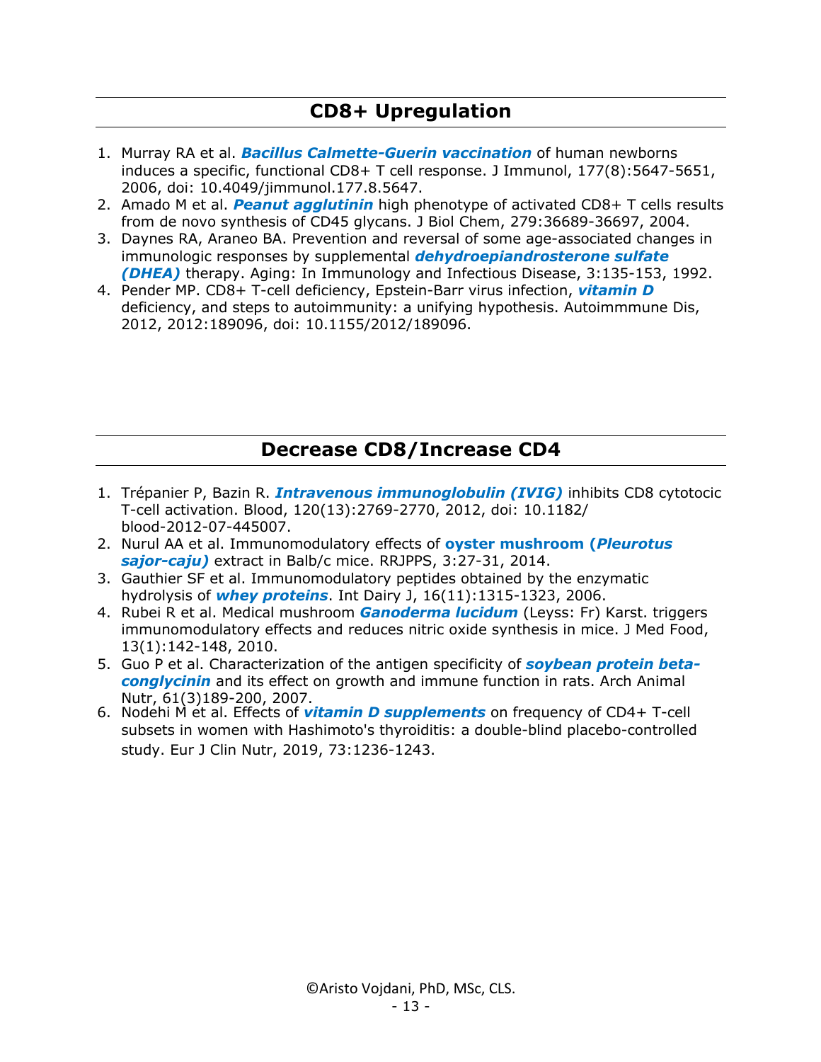## CD8+ Upregulation

1. Murray RA et al. ***Bacillus Calmette-Guerin vaccination*** of human newborns induces a specific, functional CD8+ T cell response. J Immunol, 177(8):5647-5651, 2006, doi: 10.4049/jimmunol.177.8.5647.
2. Amado M et al. ***Peanut agglutinin*** high phenotype of activated CD8+ T cells results from de novo synthesis of CD45 glycans. J Biol Chem, 279:36689-36697, 2004.
3. Daynes RA, Araneo BA. Prevention and reversal of some age-associated changes in immunologic responses by supplemental ***dehydroepiandrosterone sulfate (DHEA)*** therapy. Aging: In Immunology and Infectious Disease, 3:135-153, 1992.
4. Pender MP. CD8+ T-cell deficiency, Epstein-Barr virus infection, ***vitamin D*** deficiency, and steps to autoimmunity: a unifying hypothesis. Autoimmmune Dis, 2012, 2012:189096, doi: 10.1155/2012/189096.

## Decrease CD8/Increase CD4

1. Trépanier P, Bazin R. ***Intravenous immunoglobulin (IVIG)*** inhibits CD8 cytotocic T-cell activation. Blood, 120(13):2769-2770, 2012, doi: 10.1182/blood-2012-07-445007.
2. Nurul AA et al. Immunomodulatory effects of **oyster mushroom (*Pleurotus sajor-caju*)** extract in Balb/c mice. RRJPPS, 3:27-31, 2014.
3. Gauthier SF et al. Immunomodulatory peptides obtained by the enzymatic hydrolysis of ***whey proteins***. Int Dairy J, 16(11):1315-1323, 2006.
4. Rubei R et al. Medical mushroom ***Ganoderma lucidum*** (Leyss: Fr) Karst. triggers immunomodulatory effects and reduces nitric oxide synthesis in mice. J Med Food, 13(1):142-148, 2010.
5. Guo P et al. Characterization of the antigen specificity of ***soybean protein beta-conglycinin*** and its effect on growth and immune function in rats. Arch Animal Nutr, 61(3)189-200, 2007.
6. Nodehi M et al. Effects of ***vitamin D supplements*** on frequency of CD4+ T-cell subsets in women with Hashimoto's thyroiditis: a double-blind placebo-controlled study. Eur J Clin Nutr, 2019, 73:1236-1243.

©Aristo Vojdani, PhD, MSc, CLS.